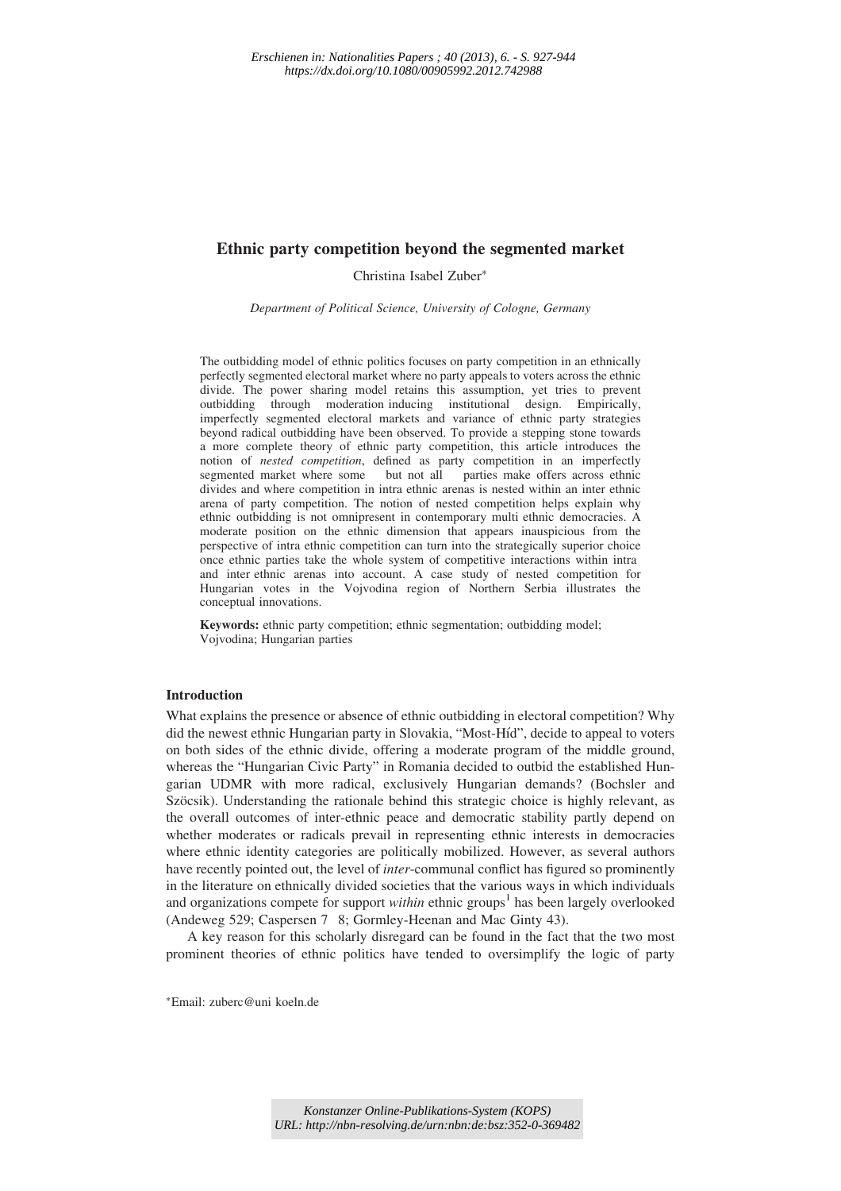*Erschienen in: Nationalities Papers ; 40 (2013), 6. - S. 927-944*
*https://dx.doi.org/10.1080/00905992.2012.742988*

# Ethnic party competition beyond the segmented market

Christina Isabel Zuber*

*Department of Political Science, University of Cologne, Germany*

The outbidding model of ethnic politics focuses on party competition in an ethnically perfectly segmented electoral market where no party appeals to voters across the ethnic divide. The power sharing model retains this assumption, yet tries to prevent outbidding through moderation inducing institutional design. Empirically, imperfectly segmented electoral markets and variance of ethnic party strategies beyond radical outbidding have been observed. To provide a stepping stone towards a more complete theory of ethnic party competition, this article introduces the notion of *nested competition*, defined as party competition in an imperfectly segmented market where some but not all parties make offers across ethnic divides and where competition in intra ethnic arenas is nested within an inter ethnic arena of party competition. The notion of nested competition helps explain why ethnic outbidding is not omnipresent in contemporary multi ethnic democracies. A moderate position on the ethnic dimension that appears inauspicious from the perspective of intra ethnic competition can turn into the strategically superior choice once ethnic parties take the whole system of competitive interactions within intra and inter ethnic arenas into account. A case study of nested competition for Hungarian votes in the Vojvodina region of Northern Serbia illustrates the conceptual innovations.

**Keywords:** ethnic party competition; ethnic segmentation; outbidding model; Vojvodina; Hungarian parties

### Introduction

What explains the presence or absence of ethnic outbidding in electoral competition? Why did the newest ethnic Hungarian party in Slovakia, "Most-Híd", decide to appeal to voters on both sides of the ethnic divide, offering a moderate program of the middle ground, whereas the "Hungarian Civic Party" in Romania decided to outbid the established Hungarian UDMR with more radical, exclusively Hungarian demands? (Bochsler and Szöcsik). Understanding the rationale behind this strategic choice is highly relevant, as the overall outcomes of inter-ethnic peace and democratic stability partly depend on whether moderates or radicals prevail in representing ethnic interests in democracies where ethnic identity categories are politically mobilized. However, as several authors have recently pointed out, the level of *inter*-communal conflict has figured so prominently in the literature on ethnically divided societies that the various ways in which individuals and organizations compete for support *within* ethnic groups[1] has been largely overlooked (Andeweg 529; Caspersen 7 8; Gormley-Heenan and Mac Ginty 43).

A key reason for this scholarly disregard can be found in the fact that the two most prominent theories of ethnic politics have tended to oversimplify the logic of party

*Email: zuberc@uni koeln.de

*Konstanzer Online-Publikations-System (KOPS)*
*URL: http://nbn-resolving.de/urn:nbn:de:bsz:352-0-369482*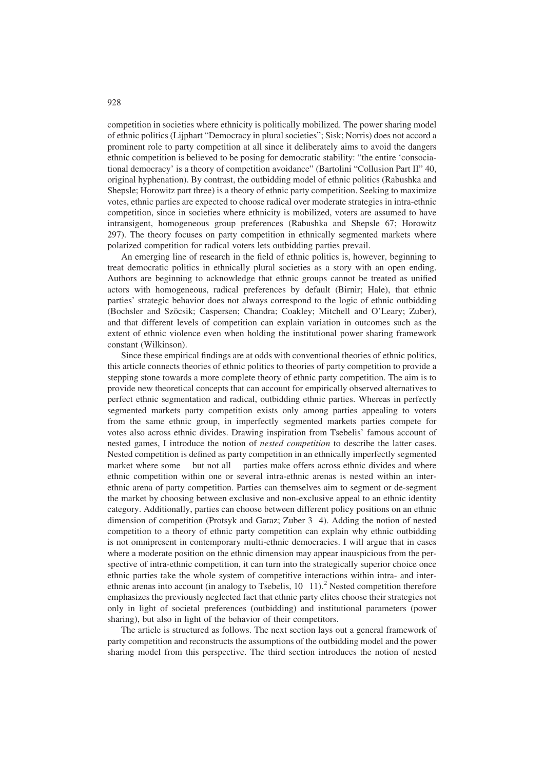competition in societies where ethnicity is politically mobilized. The power sharing model of ethnic politics (Lijphart "Democracy in plural societies"; Sisk; Norris) does not accord a prominent role to party competition at all since it deliberately aims to avoid the dangers ethnic competition is believed to be posing for democratic stability: "the entire 'consociational democracy' is a theory of competition avoidance" (Bartolini "Collusion Part II" 40, original hyphenation). By contrast, the outbidding model of ethnic politics (Rabushka and Shepsle; Horowitz part three) is a theory of ethnic party competition. Seeking to maximize votes, ethnic parties are expected to choose radical over moderate strategies in intra-ethnic competition, since in societies where ethnicity is mobilized, voters are assumed to have intransigent, homogeneous group preferences (Rabushka and Shepsle 67; Horowitz 297). The theory focuses on party competition in ethnically segmented markets where polarized competition for radical voters lets outbidding parties prevail.

An emerging line of research in the field of ethnic politics is, however, beginning to treat democratic politics in ethnically plural societies as a story with an open ending. Authors are beginning to acknowledge that ethnic groups cannot be treated as unified actors with homogeneous, radical preferences by default (Birnir; Hale), that ethnic parties' strategic behavior does not always correspond to the logic of ethnic outbidding (Bochsler and Szöcsik; Caspersen; Chandra; Coakley; Mitchell and O'Leary; Zuber), and that different levels of competition can explain variation in outcomes such as the extent of ethnic violence even when holding the institutional power sharing framework constant (Wilkinson).

Since these empirical findings are at odds with conventional theories of ethnic politics, this article connects theories of ethnic politics to theories of party competition to provide a stepping stone towards a more complete theory of ethnic party competition. The aim is to provide new theoretical concepts that can account for empirically observed alternatives to perfect ethnic segmentation and radical, outbidding ethnic parties. Whereas in perfectly segmented markets party competition exists only among parties appealing to voters from the same ethnic group, in imperfectly segmented markets parties compete for votes also across ethnic divides. Drawing inspiration from Tsebelis' famous account of nested games, I introduce the notion of *nested competition* to describe the latter cases. Nested competition is defined as party competition in an ethnically imperfectly segmented market where some — but not all — parties make offers across ethnic divides and where ethnic competition within one or several intra-ethnic arenas is nested within an inter-ethnic arena of party competition. Parties can themselves aim to segment or de-segment the market by choosing between exclusive and non-exclusive appeal to an ethnic identity category. Additionally, parties can choose between different policy positions on an ethnic dimension of competition (Protsyk and Garaz; Zuber 3–4). Adding the notion of nested competition to a theory of ethnic party competition can explain why ethnic outbidding is not omnipresent in contemporary multi-ethnic democracies. I will argue that in cases where a moderate position on the ethnic dimension may appear inauspicious from the perspective of intra-ethnic competition, it can turn into the strategically superior choice once ethnic parties take the whole system of competitive interactions within intra- and inter-ethnic arenas into account (in analogy to Tsebelis, 10–11).[2] Nested competition therefore emphasizes the previously neglected fact that ethnic party elites choose their strategies not only in light of societal preferences (outbidding) and institutional parameters (power sharing), but also in light of the behavior of their competitors.

The article is structured as follows. The next section lays out a general framework of party competition and reconstructs the assumptions of the outbidding model and the power sharing model from this perspective. The third section introduces the notion of nested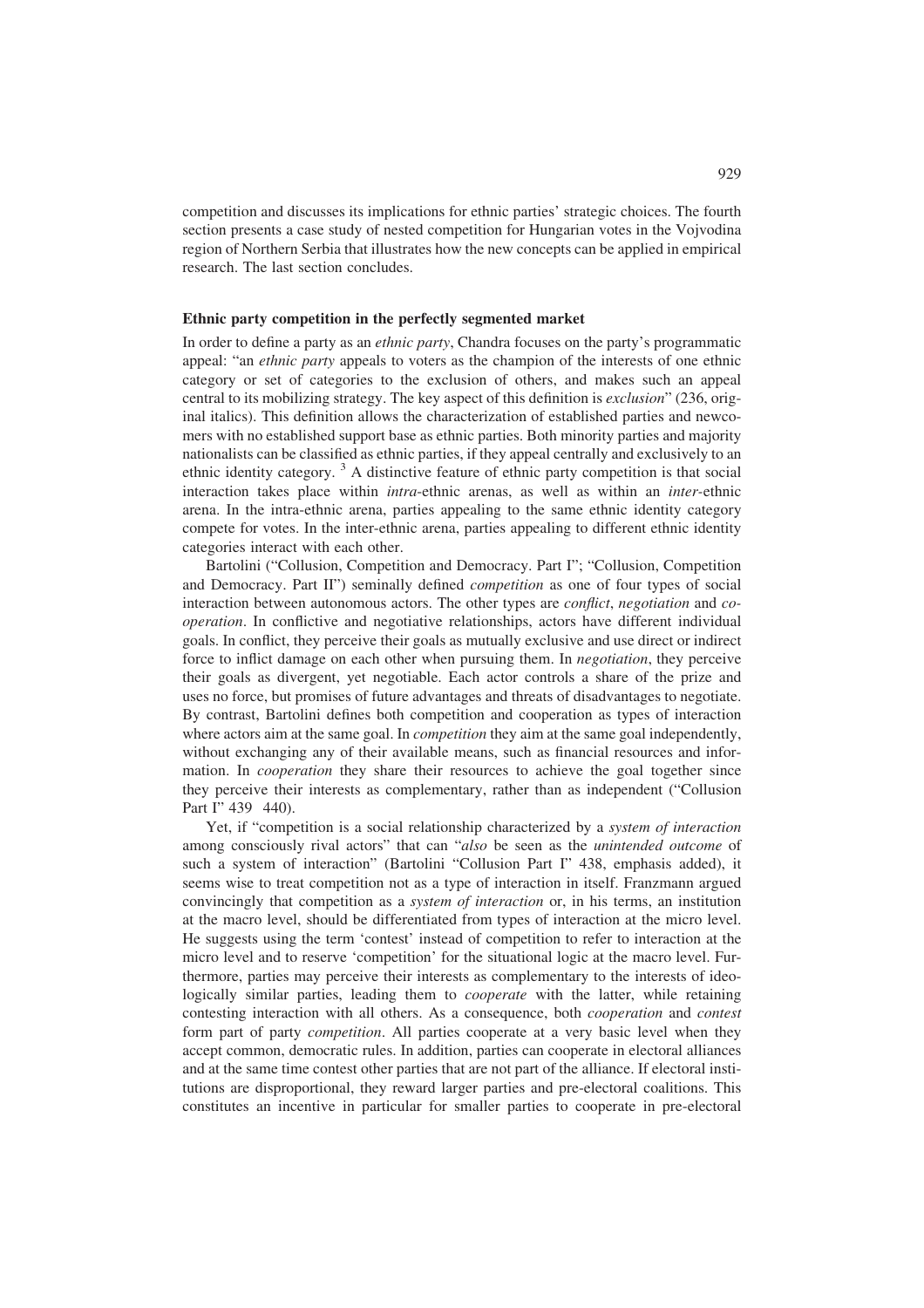competition and discusses its implications for ethnic parties' strategic choices. The fourth section presents a case study of nested competition for Hungarian votes in the Vojvodina region of Northern Serbia that illustrates how the new concepts can be applied in empirical research. The last section concludes.

## Ethnic party competition in the perfectly segmented market

In order to define a party as an *ethnic party*, Chandra focuses on the party's programmatic appeal: "an *ethnic party* appeals to voters as the champion of the interests of one ethnic category or set of categories to the exclusion of others, and makes such an appeal central to its mobilizing strategy. The key aspect of this definition is *exclusion*" (236, original italics). This definition allows the characterization of established parties and newcomers with no established support base as ethnic parties. Both minority parties and majority nationalists can be classified as ethnic parties, if they appeal centrally and exclusively to an ethnic identity category. [3] A distinctive feature of ethnic party competition is that social interaction takes place within *intra*-ethnic arenas, as well as within an *inter*-ethnic arena. In the intra-ethnic arena, parties appealing to the same ethnic identity category compete for votes. In the inter-ethnic arena, parties appealing to different ethnic identity categories interact with each other.

Bartolini ("Collusion, Competition and Democracy. Part I"; "Collusion, Competition and Democracy. Part II") seminally defined *competition* as one of four types of social interaction between autonomous actors. The other types are *conflict*, *negotiation* and *cooperation*. In conflictive and negotiative relationships, actors have different individual goals. In conflict, they perceive their goals as mutually exclusive and use direct or indirect force to inflict damage on each other when pursuing them. In *negotiation*, they perceive their goals as divergent, yet negotiable. Each actor controls a share of the prize and uses no force, but promises of future advantages and threats of disadvantages to negotiate. By contrast, Bartolini defines both competition and cooperation as types of interaction where actors aim at the same goal. In *competition* they aim at the same goal independently, without exchanging any of their available means, such as financial resources and information. In *cooperation* they share their resources to achieve the goal together since they perceive their interests as complementary, rather than as independent ("Collusion Part I" 439 440).

Yet, if "competition is a social relationship characterized by a *system of interaction* among consciously rival actors" that can "*also* be seen as the *unintended outcome* of such a system of interaction" (Bartolini "Collusion Part I" 438, emphasis added), it seems wise to treat competition not as a type of interaction in itself. Franzmann argued convincingly that competition as a *system of interaction* or, in his terms, an institution at the macro level, should be differentiated from types of interaction at the micro level. He suggests using the term 'contest' instead of competition to refer to interaction at the micro level and to reserve 'competition' for the situational logic at the macro level. Furthermore, parties may perceive their interests as complementary to the interests of ideologically similar parties, leading them to *cooperate* with the latter, while retaining contesting interaction with all others. As a consequence, both *cooperation* and *contest* form part of party *competition*. All parties cooperate at a very basic level when they accept common, democratic rules. In addition, parties can cooperate in electoral alliances and at the same time contest other parties that are not part of the alliance. If electoral institutions are disproportional, they reward larger parties and pre-electoral coalitions. This constitutes an incentive in particular for smaller parties to cooperate in pre-electoral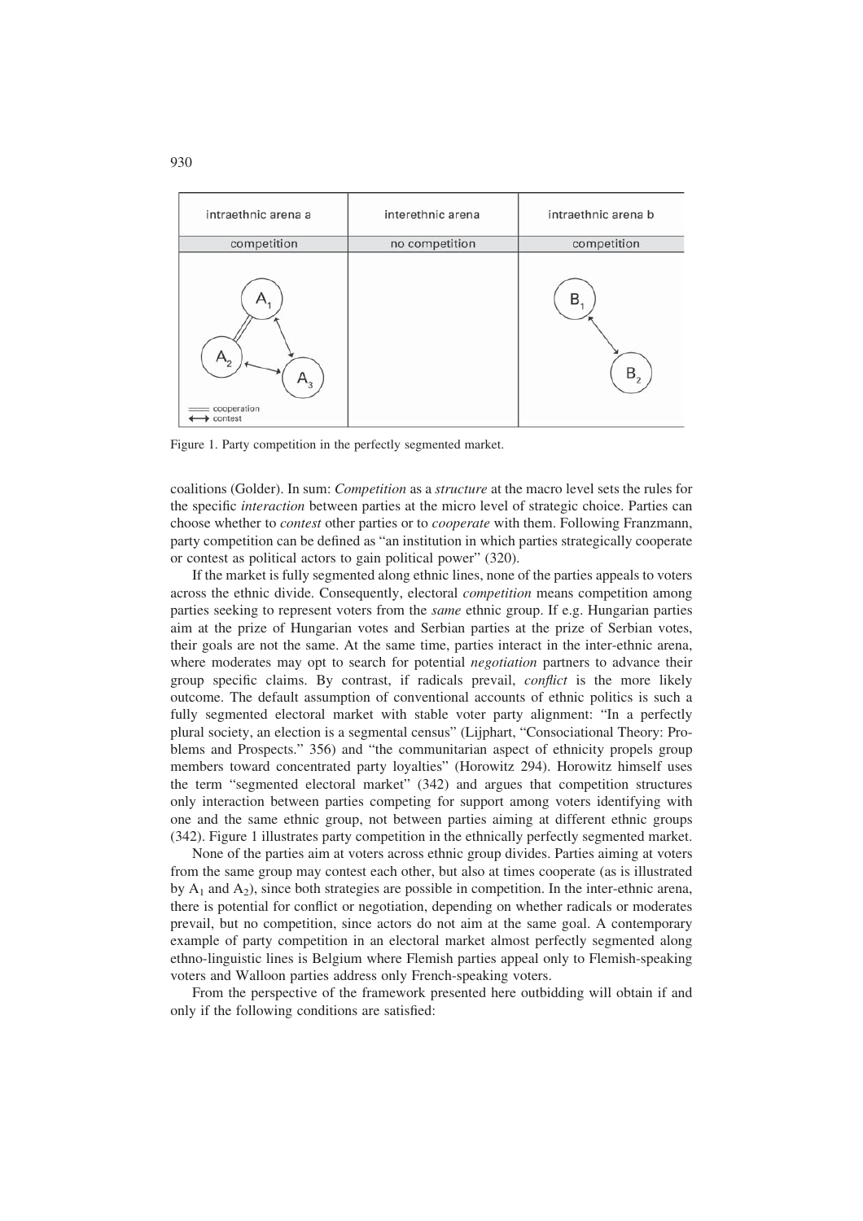Figure 1. Party competition in the perfectly segmented market.

coalitions (Golder). In sum: *Competition* as a *structure* at the macro level sets the rules for the specific *interaction* between parties at the micro level of strategic choice. Parties can choose whether to *contest* other parties or to *cooperate* with them. Following Franzmann, party competition can be defined as "an institution in which parties strategically cooperate or contest as political actors to gain political power" (320).

If the market is fully segmented along ethnic lines, none of the parties appeals to voters across the ethnic divide. Consequently, electoral *competition* means competition among parties seeking to represent voters from the *same* ethnic group. If e.g. Hungarian parties aim at the prize of Hungarian votes and Serbian parties at the prize of Serbian votes, their goals are not the same. At the same time, parties interact in the inter-ethnic arena, where moderates may opt to search for potential *negotiation* partners to advance their group specific claims. By contrast, if radicals prevail, *conflict* is the more likely outcome. The default assumption of conventional accounts of ethnic politics is such a fully segmented electoral market with stable voter party alignment: "In a perfectly plural society, an election is a segmental census" (Lijphart, "Consociational Theory: Problems and Prospects." 356) and "the communitarian aspect of ethnicity propels group members toward concentrated party loyalties" (Horowitz 294). Horowitz himself uses the term "segmented electoral market" (342) and argues that competition structures only interaction between parties competing for support among voters identifying with one and the same ethnic group, not between parties aiming at different ethnic groups (342). Figure 1 illustrates party competition in the ethnically perfectly segmented market.

None of the parties aim at voters across ethnic group divides. Parties aiming at voters from the same group may contest each other, but also at times cooperate (as is illustrated by $A_1$ and $A_2$), since both strategies are possible in competition. In the inter-ethnic arena, there is potential for conflict or negotiation, depending on whether radicals or moderates prevail, but no competition, since actors do not aim at the same goal. A contemporary example of party competition in an electoral market almost perfectly segmented along ethno-linguistic lines is Belgium where Flemish parties appeal only to Flemish-speaking voters and Walloon parties address only French-speaking voters.

From the perspective of the framework presented here outbidding will obtain if and only if the following conditions are satisfied: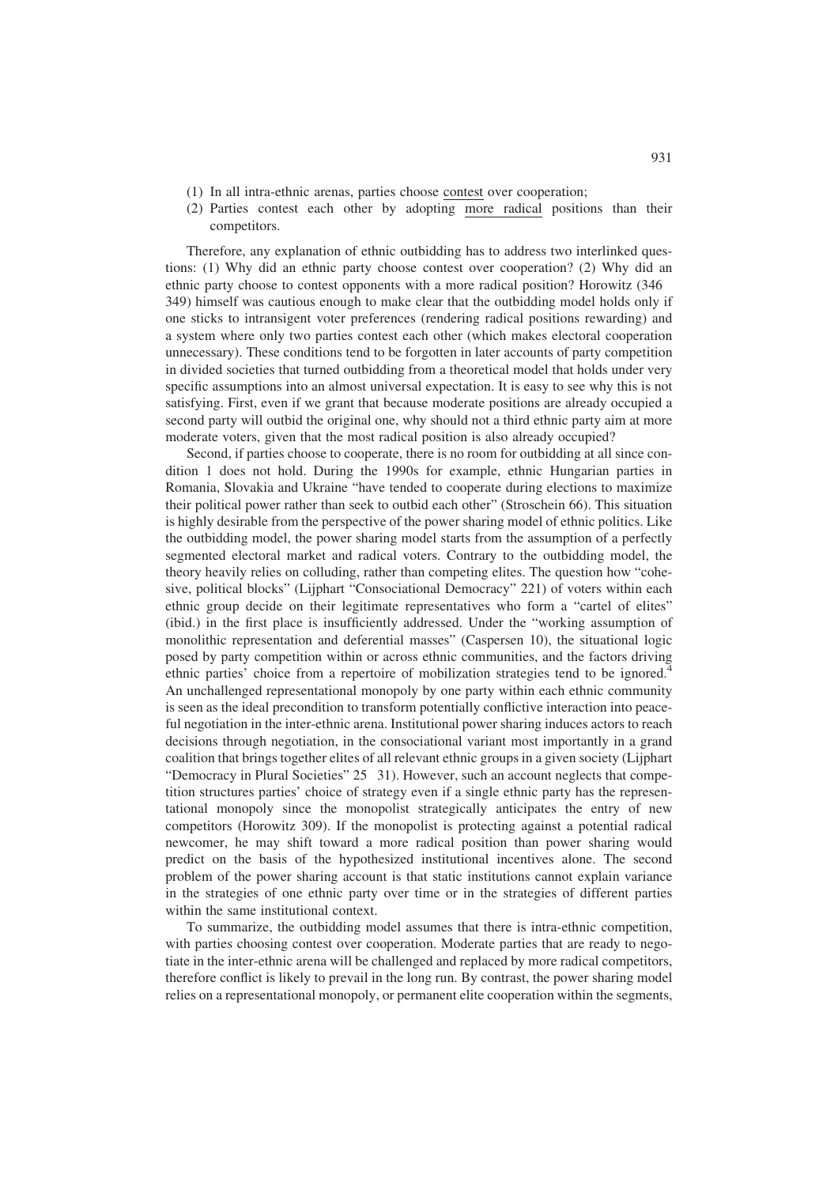(1) In all intra-ethnic arenas, parties choose <u>contest</u> over cooperation;
(2) Parties contest each other by adopting <u>more radical</u> positions than their competitors.

Therefore, any explanation of ethnic outbidding has to address two interlinked questions: (1) Why did an ethnic party choose contest over cooperation? (2) Why did an ethnic party choose to contest opponents with a more radical position? Horowitz (346 349) himself was cautious enough to make clear that the outbidding model holds only if one sticks to intransigent voter preferences (rendering radical positions rewarding) and a system where only two parties contest each other (which makes electoral cooperation unnecessary). These conditions tend to be forgotten in later accounts of party competition in divided societies that turned outbidding from a theoretical model that holds under very specific assumptions into an almost universal expectation. It is easy to see why this is not satisfying. First, even if we grant that because moderate positions are already occupied a second party will outbid the original one, why should not a third ethnic party aim at more moderate voters, given that the most radical position is also already occupied?

Second, if parties choose to cooperate, there is no room for outbidding at all since condition 1 does not hold. During the 1990s for example, ethnic Hungarian parties in Romania, Slovakia and Ukraine "have tended to cooperate during elections to maximize their political power rather than seek to outbid each other" (Stroschein 66). This situation is highly desirable from the perspective of the power sharing model of ethnic politics. Like the outbidding model, the power sharing model starts from the assumption of a perfectly segmented electoral market and radical voters. Contrary to the outbidding model, the theory heavily relies on colluding, rather than competing elites. The question how "cohesive, political blocks" (Lijphart "Consociational Democracy" 221) of voters within each ethnic group decide on their legitimate representatives who form a "cartel of elites" (ibid.) in the first place is insufficiently addressed. Under the "working assumption of monolithic representation and deferential masses" (Caspersen 10), the situational logic posed by party competition within or across ethnic communities, and the factors driving ethnic parties' choice from a repertoire of mobilization strategies tend to be ignored.[4] An unchallenged representational monopoly by one party within each ethnic community is seen as the ideal precondition to transform potentially conflictive interaction into peaceful negotiation in the inter-ethnic arena. Institutional power sharing induces actors to reach decisions through negotiation, in the consociational variant most importantly in a grand coalition that brings together elites of all relevant ethnic groups in a given society (Lijphart "Democracy in Plural Societies" 25 31). However, such an account neglects that competition structures parties' choice of strategy even if a single ethnic party has the representational monopoly since the monopolist strategically anticipates the entry of new competitors (Horowitz 309). If the monopolist is protecting against a potential radical newcomer, he may shift toward a more radical position than power sharing would predict on the basis of the hypothesized institutional incentives alone. The second problem of the power sharing account is that static institutions cannot explain variance in the strategies of one ethnic party over time or in the strategies of different parties within the same institutional context.

To summarize, the outbidding model assumes that there is intra-ethnic competition, with parties choosing contest over cooperation. Moderate parties that are ready to negotiate in the inter-ethnic arena will be challenged and replaced by more radical competitors, therefore conflict is likely to prevail in the long run. By contrast, the power sharing model relies on a representational monopoly, or permanent elite cooperation within the segments,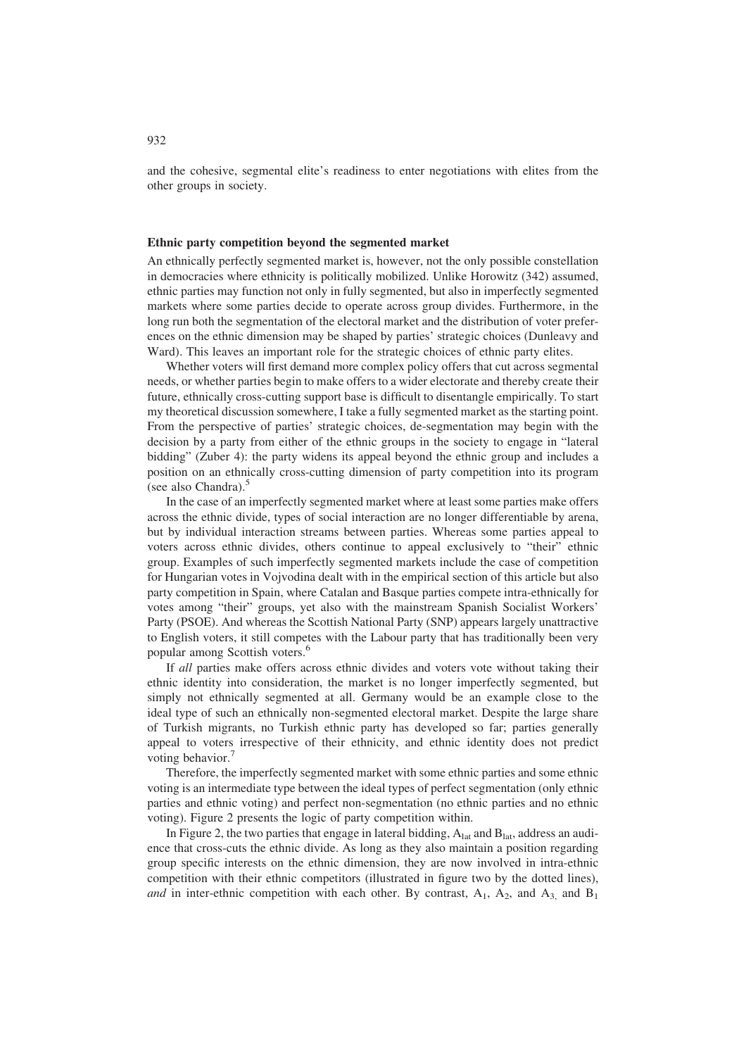and the cohesive, segmental elite's readiness to enter negotiations with elites from the other groups in society.

### Ethnic party competition beyond the segmented market

An ethnically perfectly segmented market is, however, not the only possible constellation in democracies where ethnicity is politically mobilized. Unlike Horowitz (342) assumed, ethnic parties may function not only in fully segmented, but also in imperfectly segmented markets where some parties decide to operate across group divides. Furthermore, in the long run both the segmentation of the electoral market and the distribution of voter preferences on the ethnic dimension may be shaped by parties' strategic choices (Dunleavy and Ward). This leaves an important role for the strategic choices of ethnic party elites.

Whether voters will first demand more complex policy offers that cut across segmental needs, or whether parties begin to make offers to a wider electorate and thereby create their future, ethnically cross-cutting support base is difficult to disentangle empirically. To start my theoretical discussion somewhere, I take a fully segmented market as the starting point. From the perspective of parties' strategic choices, de-segmentation may begin with the decision by a party from either of the ethnic groups in the society to engage in "lateral bidding" (Zuber 4): the party widens its appeal beyond the ethnic group and includes a position on an ethnically cross-cutting dimension of party competition into its program (see also Chandra).[5]

In the case of an imperfectly segmented market where at least some parties make offers across the ethnic divide, types of social interaction are no longer differentiable by arena, but by individual interaction streams between parties. Whereas some parties appeal to voters across ethnic divides, others continue to appeal exclusively to "their" ethnic group. Examples of such imperfectly segmented markets include the case of competition for Hungarian votes in Vojvodina dealt with in the empirical section of this article but also party competition in Spain, where Catalan and Basque parties compete intra-ethnically for votes among "their" groups, yet also with the mainstream Spanish Socialist Workers' Party (PSOE). And whereas the Scottish National Party (SNP) appears largely unattractive to English voters, it still competes with the Labour party that has traditionally been very popular among Scottish voters.[6]

If *all* parties make offers across ethnic divides and voters vote without taking their ethnic identity into consideration, the market is no longer imperfectly segmented, but simply not ethnically segmented at all. Germany would be an example close to the ideal type of such an ethnically non-segmented electoral market. Despite the large share of Turkish migrants, no Turkish ethnic party has developed so far; parties generally appeal to voters irrespective of their ethnicity, and ethnic identity does not predict voting behavior.[7]

Therefore, the imperfectly segmented market with some ethnic parties and some ethnic voting is an intermediate type between the ideal types of perfect segmentation (only ethnic parties and ethnic voting) and perfect non-segmentation (no ethnic parties and no ethnic voting). Figure 2 presents the logic of party competition within.

In Figure 2, the two parties that engage in lateral bidding, $A_{lat}$ and $B_{lat}$, address an audience that cross-cuts the ethnic divide. As long as they also maintain a position regarding group specific interests on the ethnic dimension, they are now involved in intra-ethnic competition with their ethnic competitors (illustrated in figure two by the dotted lines), *and* in inter-ethnic competition with each other. By contrast, $A_1$, $A_2$, and $A_3$, and $B_1$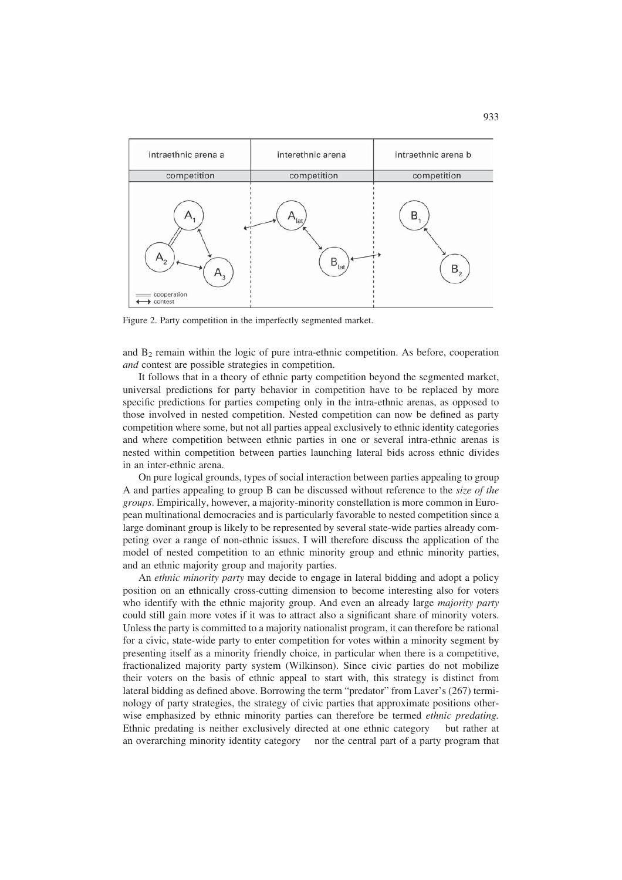Figure 2. Party competition in the imperfectly segmented market.

and $B_2$ remain within the logic of pure intra-ethnic competition. As before, cooperation *and* contest are possible strategies in competition.

It follows that in a theory of ethnic party competition beyond the segmented market, universal predictions for party behavior in competition have to be replaced by more specific predictions for parties competing only in the intra-ethnic arenas, as opposed to those involved in nested competition. Nested competition can now be defined as party competition where some, but not all parties appeal exclusively to ethnic identity categories and where competition between ethnic parties in one or several intra-ethnic arenas is nested within competition between parties launching lateral bids across ethnic divides in an inter-ethnic arena.

On pure logical grounds, types of social interaction between parties appealing to group A and parties appealing to group B can be discussed without reference to the *size of the groups*. Empirically, however, a majority-minority constellation is more common in European multinational democracies and is particularly favorable to nested competition since a large dominant group is likely to be represented by several state-wide parties already competing over a range of non-ethnic issues. I will therefore discuss the application of the model of nested competition to an ethnic minority group and ethnic minority parties, and an ethnic majority group and majority parties.

An *ethnic minority party* may decide to engage in lateral bidding and adopt a policy position on an ethnically cross-cutting dimension to become interesting also for voters who identify with the ethnic majority group. And even an already large *majority party* could still gain more votes if it was to attract also a significant share of minority voters. Unless the party is committed to a majority nationalist program, it can therefore be rational for a civic, state-wide party to enter competition for votes within a minority segment by presenting itself as a minority friendly choice, in particular when there is a competitive, fractionalized majority party system (Wilkinson). Since civic parties do not mobilize their voters on the basis of ethnic appeal to start with, this strategy is distinct from lateral bidding as defined above. Borrowing the term "predator" from Laver's (267) terminology of party strategies, the strategy of civic parties that approximate positions otherwise emphasized by ethnic minority parties can therefore be termed *ethnic predating.* Ethnic predating is neither exclusively directed at one ethnic category — but rather at an overarching minority identity category — nor the central part of a party program that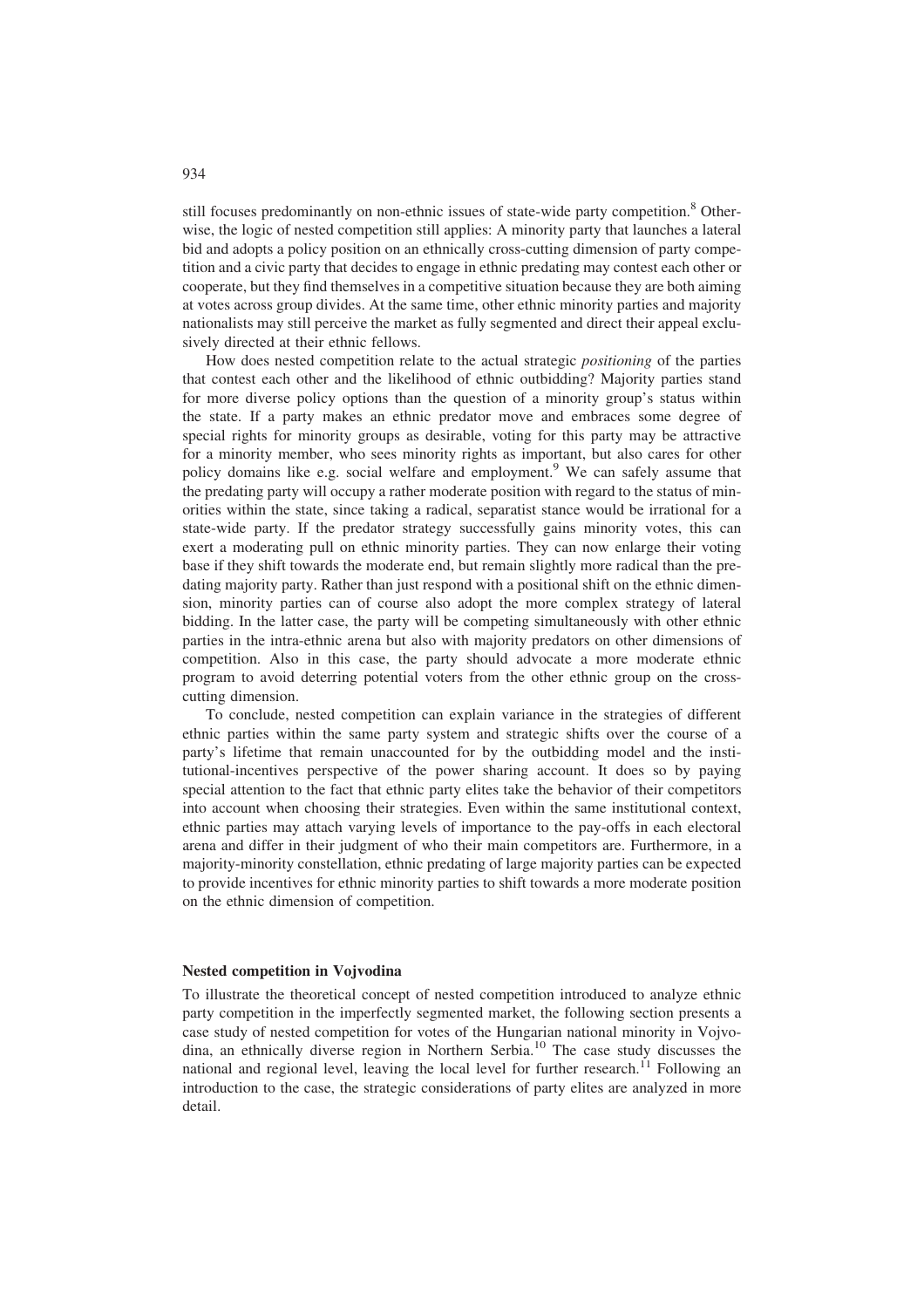still focuses predominantly on non-ethnic issues of state-wide party competition.[8] Otherwise, the logic of nested competition still applies: A minority party that launches a lateral bid and adopts a policy position on an ethnically cross-cutting dimension of party competition and a civic party that decides to engage in ethnic predating may contest each other or cooperate, but they find themselves in a competitive situation because they are both aiming at votes across group divides. At the same time, other ethnic minority parties and majority nationalists may still perceive the market as fully segmented and direct their appeal exclusively directed at their ethnic fellows.

How does nested competition relate to the actual strategic *positioning* of the parties that contest each other and the likelihood of ethnic outbidding? Majority parties stand for more diverse policy options than the question of a minority group's status within the state. If a party makes an ethnic predator move and embraces some degree of special rights for minority groups as desirable, voting for this party may be attractive for a minority member, who sees minority rights as important, but also cares for other policy domains like e.g. social welfare and employment.[9] We can safely assume that the predating party will occupy a rather moderate position with regard to the status of minorities within the state, since taking a radical, separatist stance would be irrational for a state-wide party. If the predator strategy successfully gains minority votes, this can exert a moderating pull on ethnic minority parties. They can now enlarge their voting base if they shift towards the moderate end, but remain slightly more radical than the predating majority party. Rather than just respond with a positional shift on the ethnic dimension, minority parties can of course also adopt the more complex strategy of lateral bidding. In the latter case, the party will be competing simultaneously with other ethnic parties in the intra-ethnic arena but also with majority predators on other dimensions of competition. Also in this case, the party should advocate a more moderate ethnic program to avoid deterring potential voters from the other ethnic group on the cross-cutting dimension.

To conclude, nested competition can explain variance in the strategies of different ethnic parties within the same party system and strategic shifts over the course of a party's lifetime that remain unaccounted for by the outbidding model and the institutional-incentives perspective of the power sharing account. It does so by paying special attention to the fact that ethnic party elites take the behavior of their competitors into account when choosing their strategies. Even within the same institutional context, ethnic parties may attach varying levels of importance to the pay-offs in each electoral arena and differ in their judgment of who their main competitors are. Furthermore, in a majority-minority constellation, ethnic predating of large majority parties can be expected to provide incentives for ethnic minority parties to shift towards a more moderate position on the ethnic dimension of competition.

## Nested competition in Vojvodina

To illustrate the theoretical concept of nested competition introduced to analyze ethnic party competition in the imperfectly segmented market, the following section presents a case study of nested competition for votes of the Hungarian national minority in Vojvodina, an ethnically diverse region in Northern Serbia.[10] The case study discusses the national and regional level, leaving the local level for further research.[11] Following an introduction to the case, the strategic considerations of party elites are analyzed in more detail.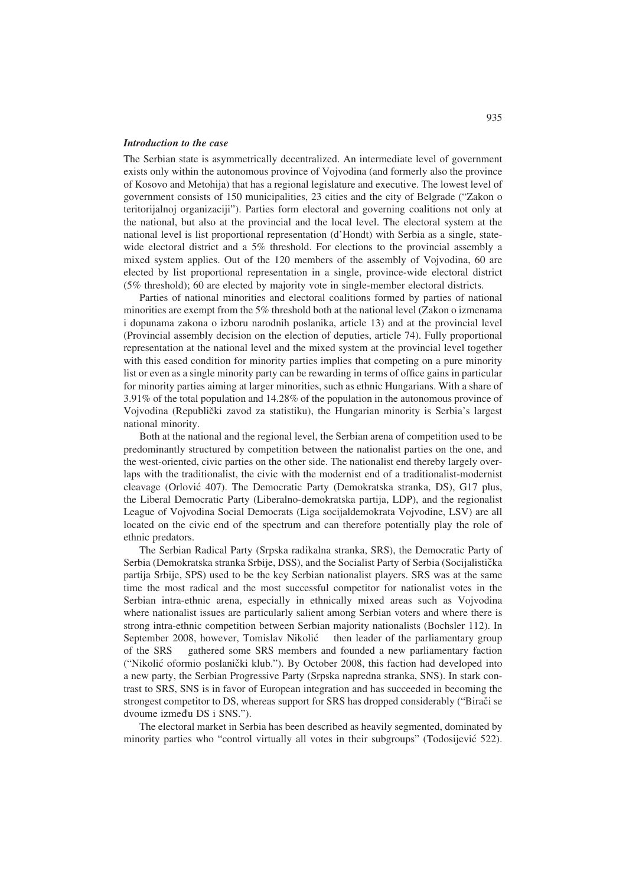### *Introduction to the case*

The Serbian state is asymmetrically decentralized. An intermediate level of government exists only within the autonomous province of Vojvodina (and formerly also the province of Kosovo and Metohija) that has a regional legislature and executive. The lowest level of government consists of 150 municipalities, 23 cities and the city of Belgrade ("Zakon o teritorijalnoj organizaciji"). Parties form electoral and governing coalitions not only at the national, but also at the provincial and the local level. The electoral system at the national level is list proportional representation (d'Hondt) with Serbia as a single, state-wide electoral district and a 5% threshold. For elections to the provincial assembly a mixed system applies. Out of the 120 members of the assembly of Vojvodina, 60 are elected by list proportional representation in a single, province-wide electoral district (5% threshold); 60 are elected by majority vote in single-member electoral districts.

Parties of national minorities and electoral coalitions formed by parties of national minorities are exempt from the 5% threshold both at the national level (Zakon o izmenama i dopunama zakona o izboru narodnih poslanika, article 13) and at the provincial level (Provincial assembly decision on the election of deputies, article 74). Fully proportional representation at the national level and the mixed system at the provincial level together with this eased condition for minority parties implies that competing on a pure minority list or even as a single minority party can be rewarding in terms of office gains in particular for minority parties aiming at larger minorities, such as ethnic Hungarians. With a share of 3.91% of the total population and 14.28% of the population in the autonomous province of Vojvodina (Republički zavod za statistiku), the Hungarian minority is Serbia's largest national minority.

Both at the national and the regional level, the Serbian arena of competition used to be predominantly structured by competition between the nationalist parties on the one, and the west-oriented, civic parties on the other side. The nationalist end thereby largely overlaps with the traditionalist, the civic with the modernist end of a traditionalist-modernist cleavage (Orlović 407). The Democratic Party (Demokratska stranka, DS), G17 plus, the Liberal Democratic Party (Liberalno-demokratska partija, LDP), and the regionalist League of Vojvodina Social Democrats (Liga socijaldemokrata Vojvodine, LSV) are all located on the civic end of the spectrum and can therefore potentially play the role of ethnic predators.

The Serbian Radical Party (Srpska radikalna stranka, SRS), the Democratic Party of Serbia (Demokratska stranka Srbije, DSS), and the Socialist Party of Serbia (Socijalistička partija Srbije, SPS) used to be the key Serbian nationalist players. SRS was at the same time the most radical and the most successful competitor for nationalist votes in the Serbian intra-ethnic arena, especially in ethnically mixed areas such as Vojvodina where nationalist issues are particularly salient among Serbian voters and where there is strong intra-ethnic competition between Serbian majority nationalists (Bochsler 112). In September 2008, however, Tomislav Nikolić – then leader of the parliamentary group of the SRS – gathered some SRS members and founded a new parliamentary faction ("Nikolić oformio poslanički klub."). By October 2008, this faction had developed into a new party, the Serbian Progressive Party (Srpska napredna stranka, SNS). In stark contrast to SRS, SNS is in favor of European integration and has succeeded in becoming the strongest competitor to DS, whereas support for SRS has dropped considerably ("Birači se dvoume između DS i SNS.").

The electoral market in Serbia has been described as heavily segmented, dominated by minority parties who "control virtually all votes in their subgroups" (Todosijević 522).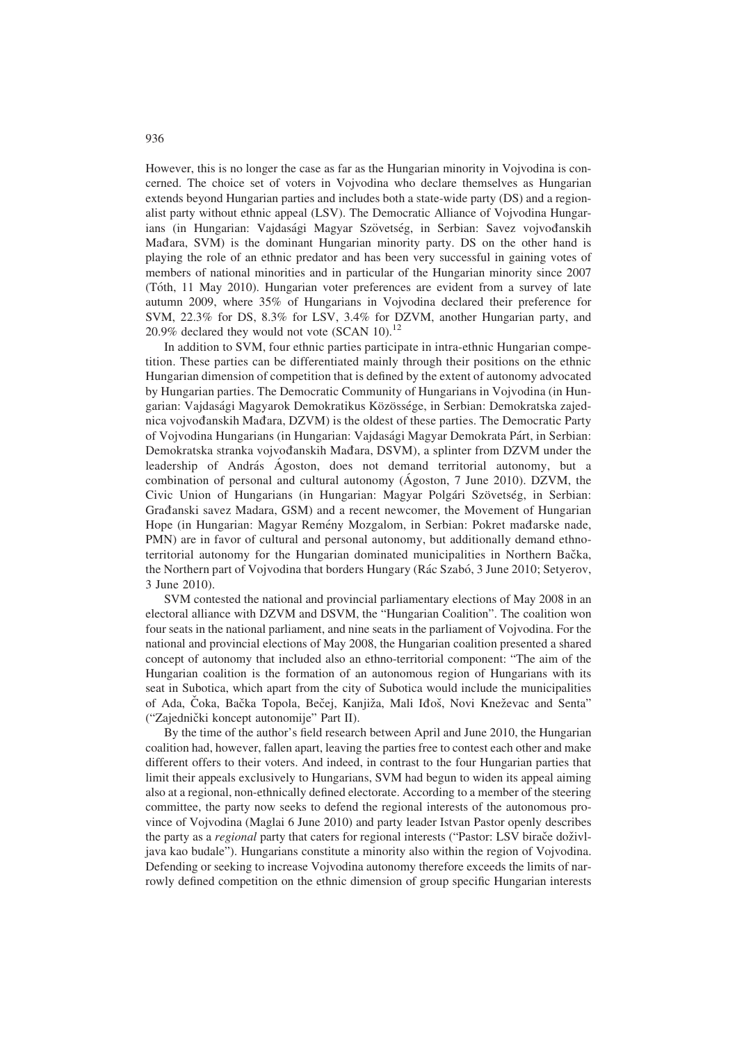However, this is no longer the case as far as the Hungarian minority in Vojvodina is concerned. The choice set of voters in Vojvodina who declare themselves as Hungarian extends beyond Hungarian parties and includes both a state-wide party (DS) and a regionalist party without ethnic appeal (LSV). The Democratic Alliance of Vojvodina Hungarians (in Hungarian: Vajdasági Magyar Szövetség, in Serbian: Savez vojvođanskih Mađara, SVM) is the dominant Hungarian minority party. DS on the other hand is playing the role of an ethnic predator and has been very successful in gaining votes of members of national minorities and in particular of the Hungarian minority since 2007 (Tóth, 11 May 2010). Hungarian voter preferences are evident from a survey of late autumn 2009, where 35% of Hungarians in Vojvodina declared their preference for SVM, 22.3% for DS, 8.3% for LSV, 3.4% for DZVM, another Hungarian party, and 20.9% declared they would not vote (SCAN 10).[12]

In addition to SVM, four ethnic parties participate in intra-ethnic Hungarian competition. These parties can be differentiated mainly through their positions on the ethnic Hungarian dimension of competition that is defined by the extent of autonomy advocated by Hungarian parties. The Democratic Community of Hungarians in Vojvodina (in Hungarian: Vajdasági Magyarok Demokratikus Közössége, in Serbian: Demokratska zajednica vojvođanskih Mađara, DZVM) is the oldest of these parties. The Democratic Party of Vojvodina Hungarians (in Hungarian: Vajdasági Magyar Demokrata Párt, in Serbian: Demokratska stranka vojvođanskih Mađara, DSVM), a splinter from DZVM under the leadership of András Ágoston, does not demand territorial autonomy, but a combination of personal and cultural autonomy (Ágoston, 7 June 2010). DZVM, the Civic Union of Hungarians (in Hungarian: Magyar Polgári Szövetség, in Serbian: Građanski savez Madara, GSM) and a recent newcomer, the Movement of Hungarian Hope (in Hungarian: Magyar Remény Mozgalom, in Serbian: Pokret mađarske nade, PMN) are in favor of cultural and personal autonomy, but additionally demand ethno-territorial autonomy for the Hungarian dominated municipalities in Northern Bačka, the Northern part of Vojvodina that borders Hungary (Rác Szabó, 3 June 2010; Setyerov, 3 June 2010).

SVM contested the national and provincial parliamentary elections of May 2008 in an electoral alliance with DZVM and DSVM, the "Hungarian Coalition". The coalition won four seats in the national parliament, and nine seats in the parliament of Vojvodina. For the national and provincial elections of May 2008, the Hungarian coalition presented a shared concept of autonomy that included also an ethno-territorial component: "The aim of the Hungarian coalition is the formation of an autonomous region of Hungarians with its seat in Subotica, which apart from the city of Subotica would include the municipalities of Ada, Čoka, Bačka Topola, Bečej, Kanjiža, Mali Iđoš, Novi Kneževac and Senta" ("Zajednički koncept autonomije" Part II).

By the time of the author's field research between April and June 2010, the Hungarian coalition had, however, fallen apart, leaving the parties free to contest each other and make different offers to their voters. And indeed, in contrast to the four Hungarian parties that limit their appeals exclusively to Hungarians, SVM had begun to widen its appeal aiming also at a regional, non-ethnically defined electorate. According to a member of the steering committee, the party now seeks to defend the regional interests of the autonomous province of Vojvodina (Maglai 6 June 2010) and party leader Istvan Pastor openly describes the party as a *regional* party that caters for regional interests ("Pastor: LSV birače doživljava kao budale"). Hungarians constitute a minority also within the region of Vojvodina. Defending or seeking to increase Vojvodina autonomy therefore exceeds the limits of narrowly defined competition on the ethnic dimension of group specific Hungarian interests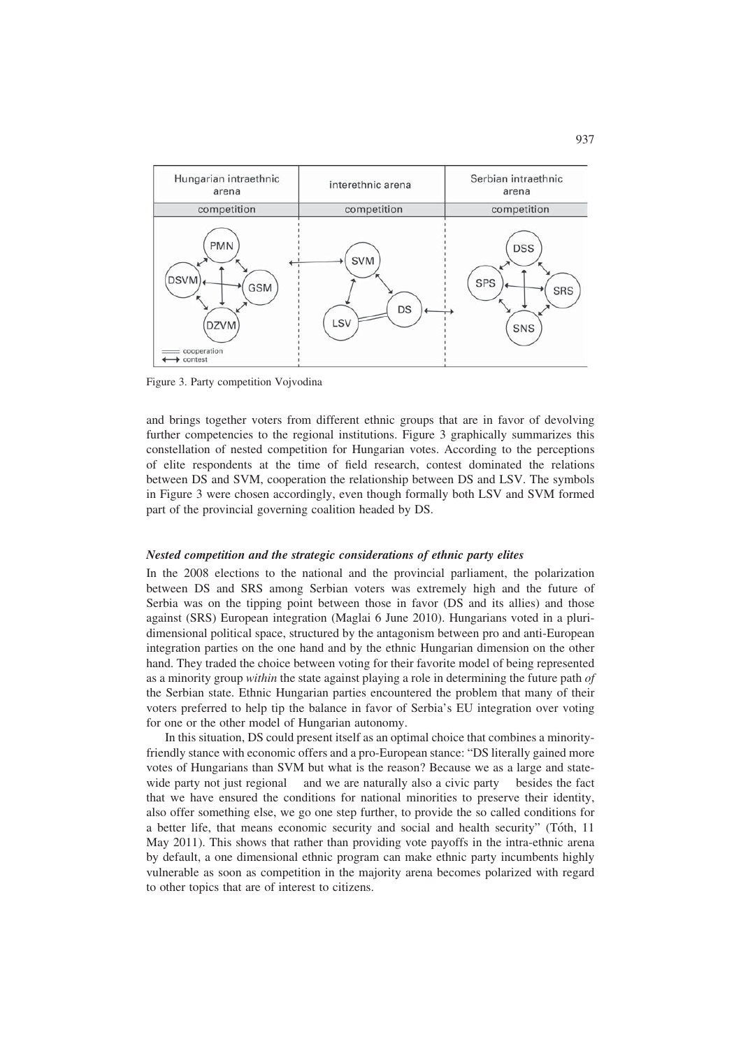Figure 3. Party competition Vojvodina

and brings together voters from different ethnic groups that are in favor of devolving further competencies to the regional institutions. Figure 3 graphically summarizes this constellation of nested competition for Hungarian votes. According to the perceptions of elite respondents at the time of field research, contest dominated the relations between DS and SVM, cooperation the relationship between DS and LSV. The symbols in Figure 3 were chosen accordingly, even though formally both LSV and SVM formed part of the provincial governing coalition headed by DS.

### *Nested competition and the strategic considerations of ethnic party elites*

In the 2008 elections to the national and the provincial parliament, the polarization between DS and SRS among Serbian voters was extremely high and the future of Serbia was on the tipping point between those in favor (DS and its allies) and those against (SRS) European integration (Maglai 6 June 2010). Hungarians voted in a pluri-dimensional political space, structured by the antagonism between pro and anti-European integration parties on the one hand and by the ethnic Hungarian dimension on the other hand. They traded the choice between voting for their favorite model of being represented as a minority group *within* the state against playing a role in determining the future path *of* the Serbian state. Ethnic Hungarian parties encountered the problem that many of their voters preferred to help tip the balance in favor of Serbia's EU integration over voting for one or the other model of Hungarian autonomy.

In this situation, DS could present itself as an optimal choice that combines a minority-friendly stance with economic offers and a pro-European stance: "DS literally gained more votes of Hungarians than SVM but what is the reason? Because we as a large and state-wide party not just regional and we are naturally also a civic party besides the fact that we have ensured the conditions for national minorities to preserve their identity, also offer something else, we go one step further, to provide the so called conditions for a better life, that means economic security and social and health security" (Tóth, 11 May 2011). This shows that rather than providing vote payoffs in the intra-ethnic arena by default, a one dimensional ethnic program can make ethnic party incumbents highly vulnerable as soon as competition in the majority arena becomes polarized with regard to other topics that are of interest to citizens.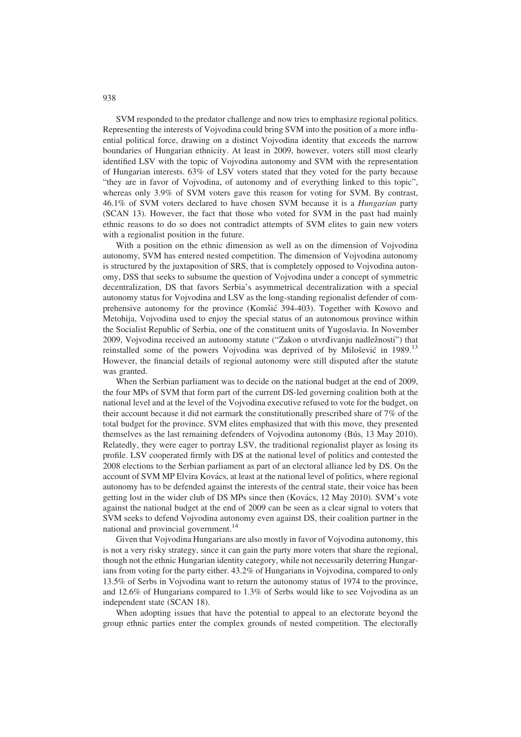SVM responded to the predator challenge and now tries to emphasize regional politics. Representing the interests of Vojvodina could bring SVM into the position of a more influential political force, drawing on a distinct Vojvodina identity that exceeds the narrow boundaries of Hungarian ethnicity. At least in 2009, however, voters still most clearly identified LSV with the topic of Vojvodina autonomy and SVM with the representation of Hungarian interests. 63% of LSV voters stated that they voted for the party because "they are in favor of Vojvodina, of autonomy and of everything linked to this topic", whereas only 3.9% of SVM voters gave this reason for voting for SVM. By contrast, 46.1% of SVM voters declared to have chosen SVM because it is a *Hungarian* party (SCAN 13). However, the fact that those who voted for SVM in the past had mainly ethnic reasons to do so does not contradict attempts of SVM elites to gain new voters with a regionalist position in the future.

With a position on the ethnic dimension as well as on the dimension of Vojvodina autonomy, SVM has entered nested competition. The dimension of Vojvodina autonomy is structured by the juxtaposition of SRS, that is completely opposed to Vojvodina autonomy, DSS that seeks to subsume the question of Vojvodina under a concept of symmetric decentralization, DS that favors Serbia's asymmetrical decentralization with a special autonomy status for Vojvodina and LSV as the long-standing regionalist defender of comprehensive autonomy for the province (Komšić 394-403). Together with Kosovo and Metohija, Vojvodina used to enjoy the special status of an autonomous province within the Socialist Republic of Serbia, one of the constituent units of Yugoslavia. In November 2009, Vojvodina received an autonomy statute ("Zakon o utvrđivanju nadležnosti") that reinstalled some of the powers Vojvodina was deprived of by Milošević in 1989.[13] However, the financial details of regional autonomy were still disputed after the statute was granted.

When the Serbian parliament was to decide on the national budget at the end of 2009, the four MPs of SVM that form part of the current DS-led governing coalition both at the national level and at the level of the Vojvodina executive refused to vote for the budget, on their account because it did not earmark the constitutionally prescribed share of 7% of the total budget for the province. SVM elites emphasized that with this move, they presented themselves as the last remaining defenders of Vojvodina autonomy (Bús, 13 May 2010). Relatedly, they were eager to portray LSV, the traditional regionalist player as losing its profile. LSV cooperated firmly with DS at the national level of politics and contested the 2008 elections to the Serbian parliament as part of an electoral alliance led by DS. On the account of SVM MP Elvira Kovács, at least at the national level of politics, where regional autonomy has to be defended against the interests of the central state, their voice has been getting lost in the wider club of DS MPs since then (Kovács, 12 May 2010). SVM's vote against the national budget at the end of 2009 can be seen as a clear signal to voters that SVM seeks to defend Vojvodina autonomy even against DS, their coalition partner in the national and provincial government.[14]

Given that Vojvodina Hungarians are also mostly in favor of Vojvodina autonomy, this is not a very risky strategy, since it can gain the party more voters that share the regional, though not the ethnic Hungarian identity category, while not necessarily deterring Hungarians from voting for the party either. 43.2% of Hungarians in Vojvodina, compared to only 13.5% of Serbs in Vojvodina want to return the autonomy status of 1974 to the province, and 12.6% of Hungarians compared to 1.3% of Serbs would like to see Vojvodina as an independent state (SCAN 18).

When adopting issues that have the potential to appeal to an electorate beyond the group ethnic parties enter the complex grounds of nested competition. The electorally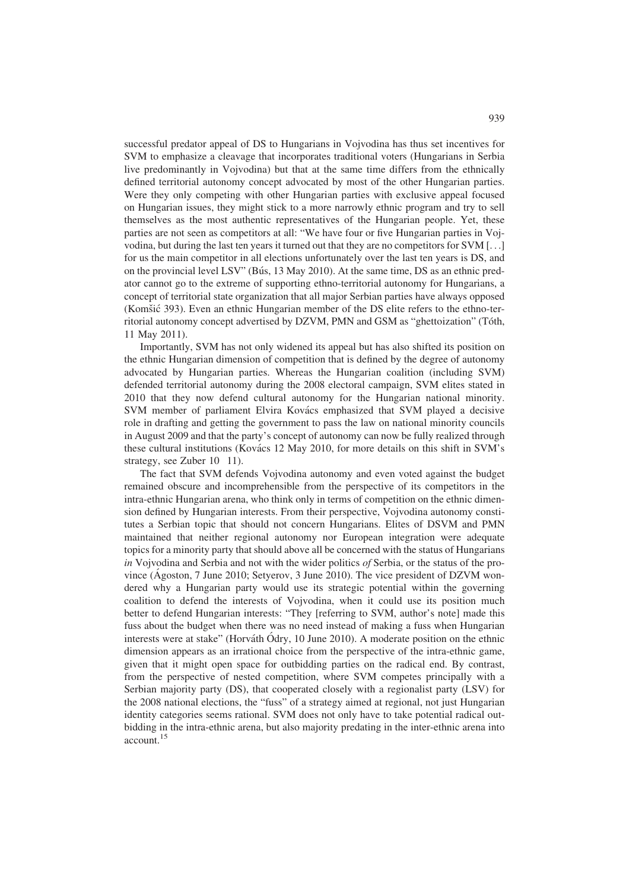successful predator appeal of DS to Hungarians in Vojvodina has thus set incentives for SVM to emphasize a cleavage that incorporates traditional voters (Hungarians in Serbia live predominantly in Vojvodina) but that at the same time differs from the ethnically defined territorial autonomy concept advocated by most of the other Hungarian parties. Were they only competing with other Hungarian parties with exclusive appeal focused on Hungarian issues, they might stick to a more narrowly ethnic program and try to sell themselves as the most authentic representatives of the Hungarian people. Yet, these parties are not seen as competitors at all: "We have four or five Hungarian parties in Vojvodina, but during the last ten years it turned out that they are no competitors for SVM [...] for us the main competitor in all elections unfortunately over the last ten years is DS, and on the provincial level LSV" (Bús, 13 May 2010). At the same time, DS as an ethnic predator cannot go to the extreme of supporting ethno-territorial autonomy for Hungarians, a concept of territorial state organization that all major Serbian parties have always opposed (Komšić 393). Even an ethnic Hungarian member of the DS elite refers to the ethno-territorial autonomy concept advertised by DZVM, PMN and GSM as "ghettoization" (Tóth, 11 May 2011).

Importantly, SVM has not only widened its appeal but has also shifted its position on the ethnic Hungarian dimension of competition that is defined by the degree of autonomy advocated by Hungarian parties. Whereas the Hungarian coalition (including SVM) defended territorial autonomy during the 2008 electoral campaign, SVM elites stated in 2010 that they now defend cultural autonomy for the Hungarian national minority. SVM member of parliament Elvira Kovács emphasized that SVM played a decisive role in drafting and getting the government to pass the law on national minority councils in August 2009 and that the party's concept of autonomy can now be fully realized through these cultural institutions (Kovács 12 May 2010, for more details on this shift in SVM's strategy, see Zuber 10 11).

The fact that SVM defends Vojvodina autonomy and even voted against the budget remained obscure and incomprehensible from the perspective of its competitors in the intra-ethnic Hungarian arena, who think only in terms of competition on the ethnic dimension defined by Hungarian interests. From their perspective, Vojvodina autonomy constitutes a Serbian topic that should not concern Hungarians. Elites of DSVM and PMN maintained that neither regional autonomy nor European integration were adequate topics for a minority party that should above all be concerned with the status of Hungarians *in* Vojvodina and Serbia and not with the wider politics *of* Serbia, or the status of the province (Ágoston, 7 June 2010; Setyerov, 3 June 2010). The vice president of DZVM wondered why a Hungarian party would use its strategic potential within the governing coalition to defend the interests of Vojvodina, when it could use its position much better to defend Hungarian interests: "They [referring to SVM, author's note] made this fuss about the budget when there was no need instead of making a fuss when Hungarian interests were at stake" (Horváth Ódry, 10 June 2010). A moderate position on the ethnic dimension appears as an irrational choice from the perspective of the intra-ethnic game, given that it might open space for outbidding parties on the radical end. By contrast, from the perspective of nested competition, where SVM competes principally with a Serbian majority party (DS), that cooperated closely with a regionalist party (LSV) for the 2008 national elections, the "fuss" of a strategy aimed at regional, not just Hungarian identity categories seems rational. SVM does not only have to take potential radical outbidding in the intra-ethnic arena, but also majority predating in the inter-ethnic arena into account.[15]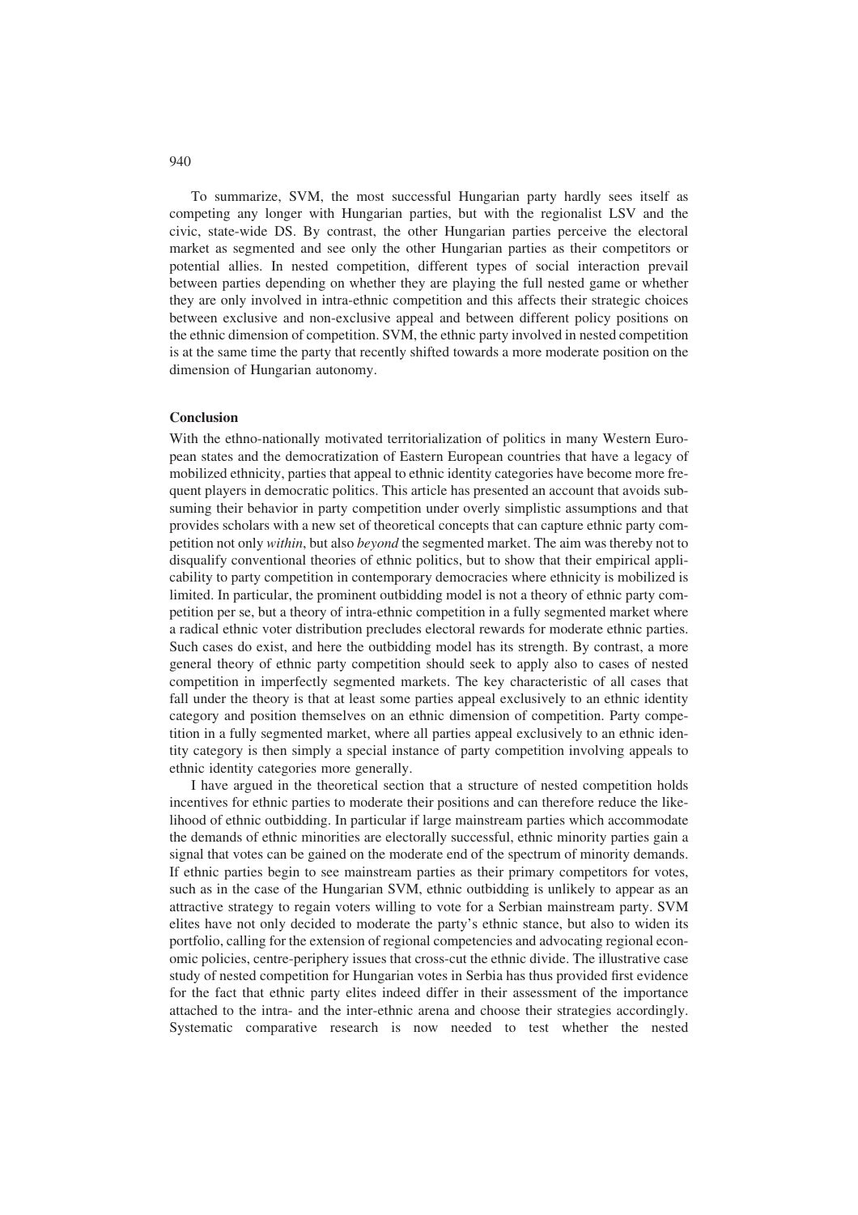To summarize, SVM, the most successful Hungarian party hardly sees itself as competing any longer with Hungarian parties, but with the regionalist LSV and the civic, state-wide DS. By contrast, the other Hungarian parties perceive the electoral market as segmented and see only the other Hungarian parties as their competitors or potential allies. In nested competition, different types of social interaction prevail between parties depending on whether they are playing the full nested game or whether they are only involved in intra-ethnic competition and this affects their strategic choices between exclusive and non-exclusive appeal and between different policy positions on the ethnic dimension of competition. SVM, the ethnic party involved in nested competition is at the same time the party that recently shifted towards a more moderate position on the dimension of Hungarian autonomy.

## Conclusion

With the ethno-nationally motivated territorialization of politics in many Western European states and the democratization of Eastern European countries that have a legacy of mobilized ethnicity, parties that appeal to ethnic identity categories have become more frequent players in democratic politics. This article has presented an account that avoids subsuming their behavior in party competition under overly simplistic assumptions and that provides scholars with a new set of theoretical concepts that can capture ethnic party competition not only *within*, but also *beyond* the segmented market. The aim was thereby not to disqualify conventional theories of ethnic politics, but to show that their empirical applicability to party competition in contemporary democracies where ethnicity is mobilized is limited. In particular, the prominent outbidding model is not a theory of ethnic party competition per se, but a theory of intra-ethnic competition in a fully segmented market where a radical ethnic voter distribution precludes electoral rewards for moderate ethnic parties. Such cases do exist, and here the outbidding model has its strength. By contrast, a more general theory of ethnic party competition should seek to apply also to cases of nested competition in imperfectly segmented markets. The key characteristic of all cases that fall under the theory is that at least some parties appeal exclusively to an ethnic identity category and position themselves on an ethnic dimension of competition. Party competition in a fully segmented market, where all parties appeal exclusively to an ethnic identity category is then simply a special instance of party competition involving appeals to ethnic identity categories more generally.

I have argued in the theoretical section that a structure of nested competition holds incentives for ethnic parties to moderate their positions and can therefore reduce the likelihood of ethnic outbidding. In particular if large mainstream parties which accommodate the demands of ethnic minorities are electorally successful, ethnic minority parties gain a signal that votes can be gained on the moderate end of the spectrum of minority demands. If ethnic parties begin to see mainstream parties as their primary competitors for votes, such as in the case of the Hungarian SVM, ethnic outbidding is unlikely to appear as an attractive strategy to regain voters willing to vote for a Serbian mainstream party. SVM elites have not only decided to moderate the party's ethnic stance, but also to widen its portfolio, calling for the extension of regional competencies and advocating regional economic policies, centre-periphery issues that cross-cut the ethnic divide. The illustrative case study of nested competition for Hungarian votes in Serbia has thus provided first evidence for the fact that ethnic party elites indeed differ in their assessment of the importance attached to the intra- and the inter-ethnic arena and choose their strategies accordingly. Systematic comparative research is now needed to test whether the nested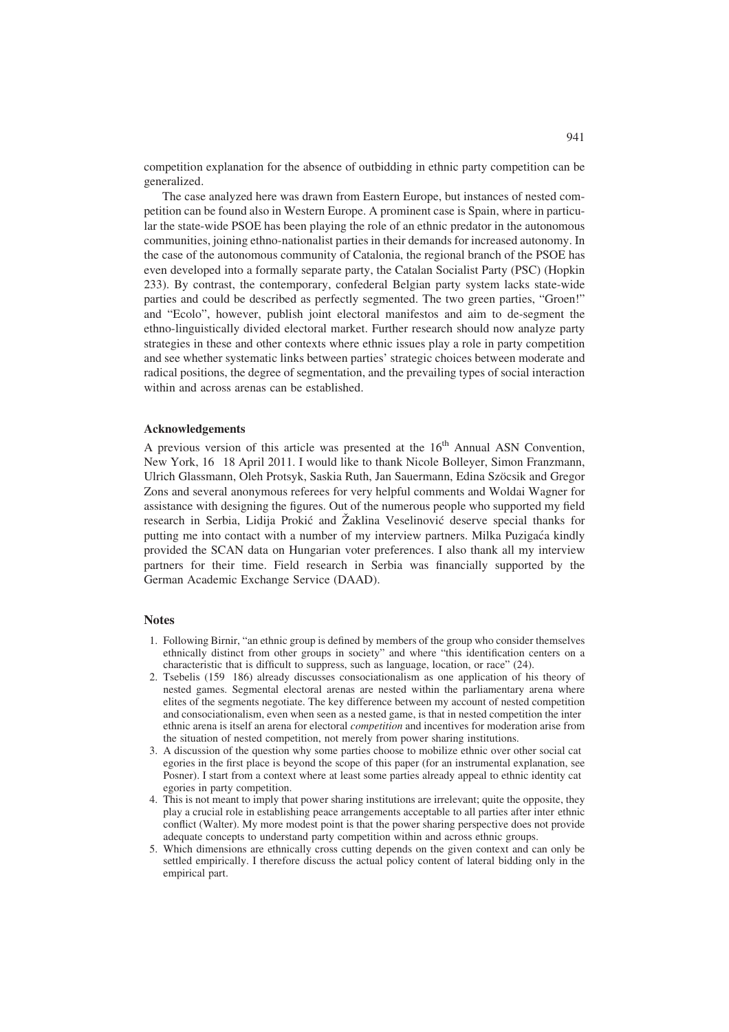competition explanation for the absence of outbidding in ethnic party competition can be generalized.

The case analyzed here was drawn from Eastern Europe, but instances of nested competition can be found also in Western Europe. A prominent case is Spain, where in particular the state-wide PSOE has been playing the role of an ethnic predator in the autonomous communities, joining ethno-nationalist parties in their demands for increased autonomy. In the case of the autonomous community of Catalonia, the regional branch of the PSOE has even developed into a formally separate party, the Catalan Socialist Party (PSC) (Hopkin 233). By contrast, the contemporary, confederal Belgian party system lacks state-wide parties and could be described as perfectly segmented. The two green parties, "Groen!" and "Ecolo", however, publish joint electoral manifestos and aim to de-segment the ethno-linguistically divided electoral market. Further research should now analyze party strategies in these and other contexts where ethnic issues play a role in party competition and see whether systematic links between parties' strategic choices between moderate and radical positions, the degree of segmentation, and the prevailing types of social interaction within and across arenas can be established.

### Acknowledgements

A previous version of this article was presented at the 16th Annual ASN Convention, New York, 16 18 April 2011. I would like to thank Nicole Bolleyer, Simon Franzmann, Ulrich Glassmann, Oleh Protsyk, Saskia Ruth, Jan Sauermann, Edina Szöcsik and Gregor Zons and several anonymous referees for very helpful comments and Woldai Wagner for assistance with designing the figures. Out of the numerous people who supported my field research in Serbia, Lidija Prokić and Žaklina Veselinović deserve special thanks for putting me into contact with a number of my interview partners. Milka Puzigaća kindly provided the SCAN data on Hungarian voter preferences. I also thank all my interview partners for their time. Field research in Serbia was financially supported by the German Academic Exchange Service (DAAD).

### Notes

1. Following Birnir, "an ethnic group is defined by members of the group who consider themselves ethnically distinct from other groups in society" and where "this identification centers on a characteristic that is difficult to suppress, such as language, location, or race" (24).
2. Tsebelis (159 186) already discusses consociationalism as one application of his theory of nested games. Segmental electoral arenas are nested within the parliamentary arena where elites of the segments negotiate. The key difference between my account of nested competition and consociationalism, even when seen as a nested game, is that in nested competition the inter ethnic arena is itself an arena for electoral *competition* and incentives for moderation arise from the situation of nested competition, not merely from power sharing institutions.
3. A discussion of the question why some parties choose to mobilize ethnic over other social cat egories in the first place is beyond the scope of this paper (for an instrumental explanation, see Posner). I start from a context where at least some parties already appeal to ethnic identity cat egories in party competition.
4. This is not meant to imply that power sharing institutions are irrelevant; quite the opposite, they play a crucial role in establishing peace arrangements acceptable to all parties after inter ethnic conflict (Walter). My more modest point is that the power sharing perspective does not provide adequate concepts to understand party competition within and across ethnic groups.
5. Which dimensions are ethnically cross cutting depends on the given context and can only be settled empirically. I therefore discuss the actual policy content of lateral bidding only in the empirical part.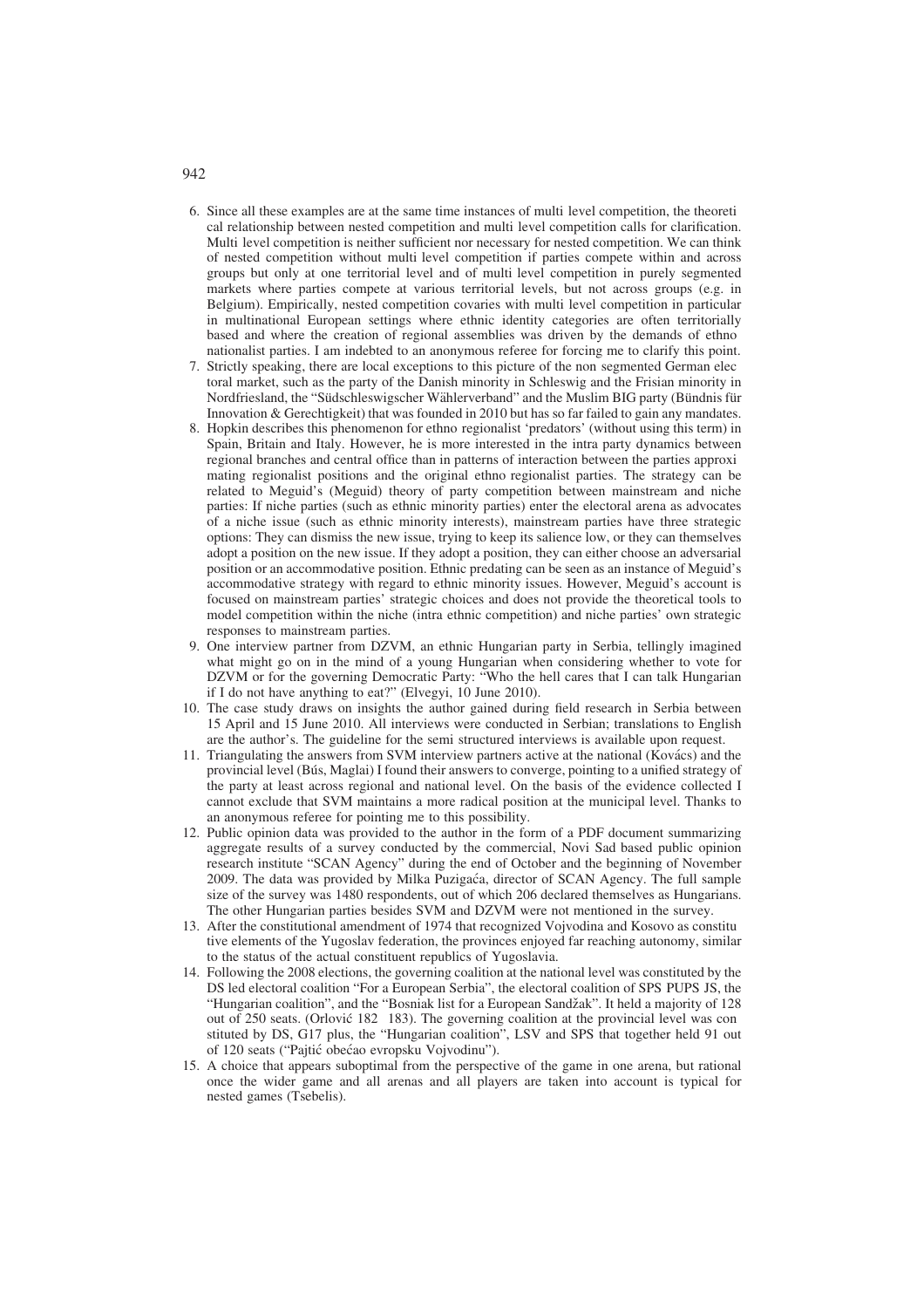6. Since all these examples are at the same time instances of multi level competition, the theoretical relationship between nested competition and multi level competition calls for clarification. Multi level competition is neither sufficient nor necessary for nested competition. We can think of nested competition without multi level competition if parties compete within and across groups but only at one territorial level and of multi level competition in purely segmented markets where parties compete at various territorial levels, but not across groups (e.g. in Belgium). Empirically, nested competition covaries with multi level competition in particular in multinational European settings where ethnic identity categories are often territorially based and where the creation of regional assemblies was driven by the demands of ethno nationalist parties. I am indebted to an anonymous referee for forcing me to clarify this point.
7. Strictly speaking, there are local exceptions to this picture of the non segmented German electoral market, such as the party of the Danish minority in Schleswig and the Frisian minority in Nordfriesland, the "Südschleswigscher Wählerverband" and the Muslim BIG party (Bündnis für Innovation & Gerechtigkeit) that was founded in 2010 but has so far failed to gain any mandates.
8. Hopkin describes this phenomenon for ethno regionalist 'predators' (without using this term) in Spain, Britain and Italy. However, he is more interested in the intra party dynamics between regional branches and central office than in patterns of interaction between the parties approximating regionalist positions and the original ethno regionalist parties. The strategy can be related to Meguid's (Meguid) theory of party competition between mainstream and niche parties: If niche parties (such as ethnic minority parties) enter the electoral arena as advocates of a niche issue (such as ethnic minority interests), mainstream parties have three strategic options: They can dismiss the new issue, trying to keep its salience low, or they can themselves adopt a position on the new issue. If they adopt a position, they can either choose an adversarial position or an accommodative position. Ethnic predating can be seen as an instance of Meguid's accommodative strategy with regard to ethnic minority issues. However, Meguid's account is focused on mainstream parties' strategic choices and does not provide the theoretical tools to model competition within the niche (intra ethnic competition) and niche parties' own strategic responses to mainstream parties.
9. One interview partner from DZVM, an ethnic Hungarian party in Serbia, tellingly imagined what might go on in the mind of a young Hungarian when considering whether to vote for DZVM or for the governing Democratic Party: "Who the hell cares that I can talk Hungarian if I do not have anything to eat?" (Elvegyi, 10 June 2010).
10. The case study draws on insights the author gained during field research in Serbia between 15 April and 15 June 2010. All interviews were conducted in Serbian; translations to English are the author's. The guideline for the semi structured interviews is available upon request.
11. Triangulating the answers from SVM interview partners active at the national (Kovács) and the provincial level (Bús, Maglai) I found their answers to converge, pointing to a unified strategy of the party at least across regional and national level. On the basis of the evidence collected I cannot exclude that SVM maintains a more radical position at the municipal level. Thanks to an anonymous referee for pointing me to this possibility.
12. Public opinion data was provided to the author in the form of a PDF document summarizing aggregate results of a survey conducted by the commercial, Novi Sad based public opinion research institute "SCAN Agency" during the end of October and the beginning of November 2009. The data was provided by Milka Puzigaća, director of SCAN Agency. The full sample size of the survey was 1480 respondents, out of which 206 declared themselves as Hungarians. The other Hungarian parties besides SVM and DZVM were not mentioned in the survey.
13. After the constitutional amendment of 1974 that recognized Vojvodina and Kosovo as constitutive elements of the Yugoslav federation, the provinces enjoyed far reaching autonomy, similar to the status of the actual constituent republics of Yugoslavia.
14. Following the 2008 elections, the governing coalition at the national level was constituted by the DS led electoral coalition "For a European Serbia", the electoral coalition of SPS PUPS JS, the "Hungarian coalition", and the "Bosniak list for a European Sandžak". It held a majority of 128 out of 250 seats. (Orlović 182 183). The governing coalition at the provincial level was constituted by DS, G17 plus, the "Hungarian coalition", LSV and SPS that together held 91 out of 120 seats ("Pajtić obećao evropsku Vojvodinu").
15. A choice that appears suboptimal from the perspective of the game in one arena, but rational once the wider game and all arenas and all players are taken into account is typical for nested games (Tsebelis).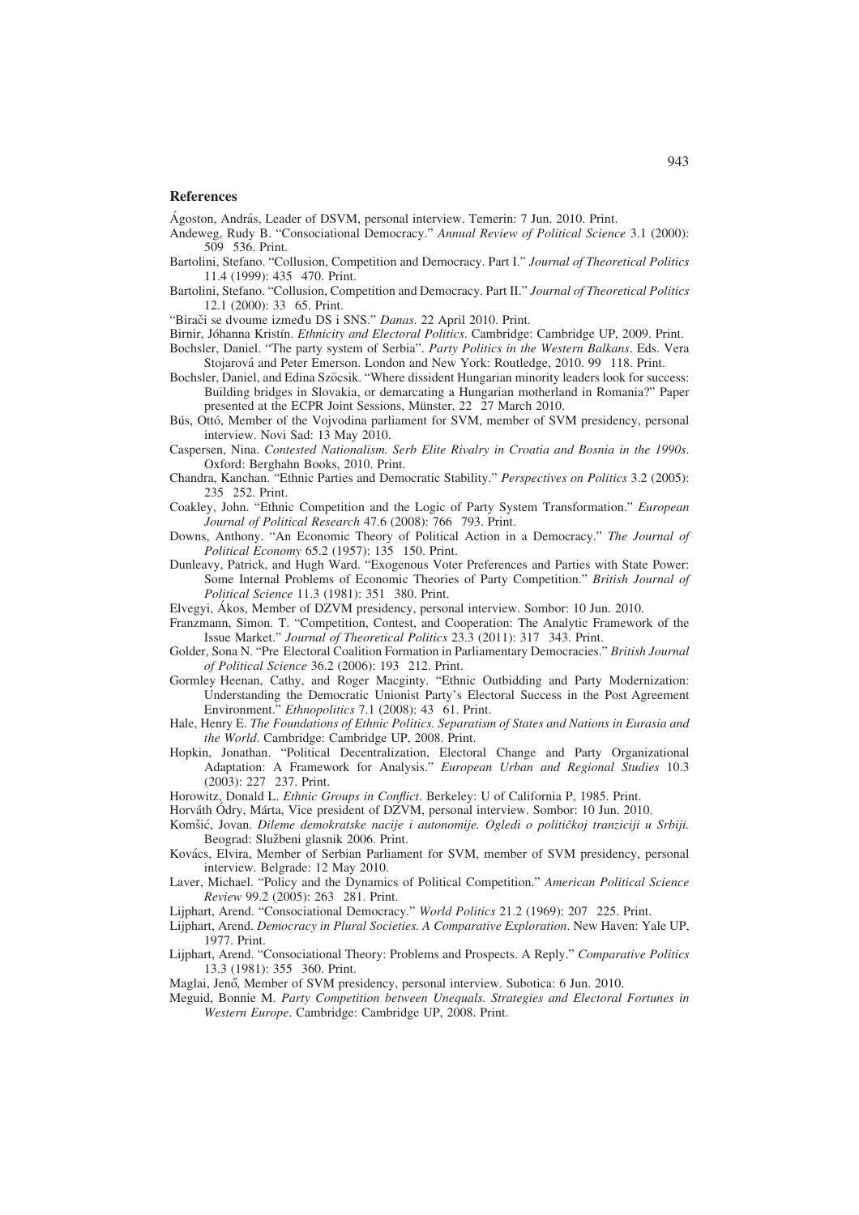## References

Ágoston, András, Leader of DSVM, personal interview. Temerin: 7 Jun. 2010. Print.

Andeweg, Rudy B. "Consociational Democracy." *Annual Review of Political Science* 3.1 (2000): 509 536. Print.

Bartolini, Stefano. "Collusion, Competition and Democracy. Part I." *Journal of Theoretical Politics* 11.4 (1999): 435 470. Print.

Bartolini, Stefano. "Collusion, Competition and Democracy. Part II." *Journal of Theoretical Politics* 12.1 (2000): 33 65. Print.

"Birači se dvoume između DS i SNS." *Danas*. 22 April 2010. Print.

Birnir, Jóhanna Kristín. *Ethnicity and Electoral Politics*. Cambridge: Cambridge UP, 2009. Print.

Bochsler, Daniel. "The party system of Serbia". *Party Politics in the Western Balkans*. Eds. Vera Stojarová and Peter Emerson. London and New York: Routledge, 2010. 99 118. Print.

Bochsler, Daniel, and Edina Szöcsik. "Where dissident Hungarian minority leaders look for success: Building bridges in Slovakia, or demarcating a Hungarian motherland in Romania?" Paper presented at the ECPR Joint Sessions, Münster, 22 27 March 2010.

Bús, Ottó, Member of the Vojvodina parliament for SVM, member of SVM presidency, personal interview. Novi Sad: 13 May 2010.

Caspersen, Nina. *Contested Nationalism. Serb Elite Rivalry in Croatia and Bosnia in the 1990s*. Oxford: Berghahn Books, 2010. Print.

Chandra, Kanchan. "Ethnic Parties and Democratic Stability." *Perspectives on Politics* 3.2 (2005): 235 252. Print.

Coakley, John. "Ethnic Competition and the Logic of Party System Transformation." *European Journal of Political Research* 47.6 (2008): 766 793. Print.

Downs, Anthony. "An Economic Theory of Political Action in a Democracy." *The Journal of Political Economy* 65.2 (1957): 135 150. Print.

Dunleavy, Patrick, and Hugh Ward. "Exogenous Voter Preferences and Parties with State Power: Some Internal Problems of Economic Theories of Party Competition." *British Journal of Political Science* 11.3 (1981): 351 380. Print.

Elvegyi, Ákos, Member of DZVM presidency, personal interview. Sombor: 10 Jun. 2010.

Franzmann, Simon. T. "Competition, Contest, and Cooperation: The Analytic Framework of the Issue Market." *Journal of Theoretical Politics* 23.3 (2011): 317 343. Print.

Golder, Sona N. "Pre Electoral Coalition Formation in Parliamentary Democracies." *British Journal of Political Science* 36.2 (2006): 193 212. Print.

Gormley Heenan, Cathy, and Roger Macginty. "Ethnic Outbidding and Party Modernization: Understanding the Democratic Unionist Party's Electoral Success in the Post Agreement Environment." *Ethnopolitics* 7.1 (2008): 43 61. Print.

Hale, Henry E. *The Foundations of Ethnic Politics. Separatism of States and Nations in Eurasia and the World*. Cambridge: Cambridge UP, 2008. Print.

Hopkin, Jonathan. "Political Decentralization, Electoral Change and Party Organizational Adaptation: A Framework for Analysis." *European Urban and Regional Studies* 10.3 (2003): 227 237. Print.

Horowitz, Donald L. *Ethnic Groups in Conflict*. Berkeley: U of California P, 1985. Print.

Horváth Ódry, Márta, Vice president of DZVM, personal interview. Sombor: 10 Jun. 2010.

Komšić, Jovan. *Dileme demokratske nacije i autonomije. Ogledi o političkoj tranziciji u Srbiji.* Beograd: Službeni glasnik 2006. Print.

Kovács, Elvira, Member of Serbian Parliament for SVM, member of SVM presidency, personal interview. Belgrade: 12 May 2010.

Laver, Michael. "Policy and the Dynamics of Political Competition." *American Political Science Review* 99.2 (2005): 263 281. Print.

Lijphart, Arend. "Consociational Democracy." *World Politics* 21.2 (1969): 207 225. Print.

Lijphart, Arend. *Democracy in Plural Societies. A Comparative Exploration*. New Haven: Yale UP, 1977. Print.

Lijphart, Arend. "Consociational Theory: Problems and Prospects. A Reply." *Comparative Politics* 13.3 (1981): 355 360. Print.

Maglai, Jenő, Member of SVM presidency, personal interview. Subotica: 6 Jun. 2010.

Meguid, Bonnie M. *Party Competition between Unequals. Strategies and Electoral Fortunes in Western Europe*. Cambridge: Cambridge UP, 2008. Print.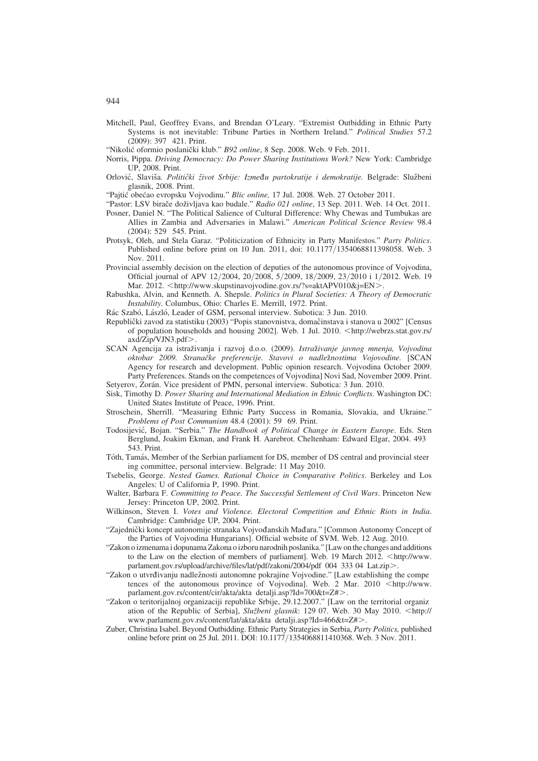Mitchell, Paul, Geoffrey Evans, and Brendan O'Leary. "Extremist Outbidding in Ethnic Party Systems is not inevitable: Tribune Parties in Northern Ireland." *Political Studies* 57.2 (2009): 397 421. Print.

"Nikolić oformio poslanički klub." *B92 online*, 8 Sep. 2008. Web. 9 Feb. 2011.

Norris, Pippa. *Driving Democracy: Do Power Sharing Institutions Work?* New York: Cambridge UP, 2008. Print.

Orlović, Slaviša. *Politički život Srbije: Između partokratije i demokratije.* Belgrade: Službeni glasnik, 2008. Print.

"Pajtić obećao evropsku Vojvodinu." *Blic online,* 17 Jul. 2008. Web. 27 October 2011.

"Pastor: LSV birače doživljava kao budale." *Radio 021 online*, 13 Sep. 2011. Web. 14 Oct. 2011.

Posner, Daniel N. "The Political Salience of Cultural Difference: Why Chewas and Tumbukas are Allies in Zambia and Adversaries in Malawi." *American Political Science Review* 98.4 (2004): 529 545. Print.

Protsyk, Oleh, and Stela Garaz. "Politicization of Ethnicity in Party Manifestos." *Party Politics*. Published online before print on 10 Jun. 2011, doi: 10.1177/1354068811398058. Web. 3 Nov. 2011.

Provincial assembly decision on the election of deputies of the autonomous province of Vojvodina, Official journal of APV 12/2004, 20/2008, 5/2009, 18/2009, 23/2010 i 1/2012. Web. 19 Mar. 2012. <http://www.skupstinavojvodine.gov.rs/?s=aktAPV010&j=EN>.

Rabushka, Alvin, and Kenneth. A. Shepsle. *Politics in Plural Societies: A Theory of Democratic Instability*. Columbus, Ohio: Charles E. Merrill, 1972. Print.

Rác Szabó, László, Leader of GSM, personal interview. Subotica: 3 Jun. 2010.

Republički zavod za statistiku (2003) "Popis stanovnistva, domačinstava i stanova u 2002" [Census of population households and housing 2002]. Web. 1 Jul. 2010. <http://webrzs.stat.gov.rs/axd/Zip/VJN3.pdf>.

SCAN Agencija za istraživanja i razvoj d.o.o. (2009). *Istraživanje javnog mnenja, Vojvodina oktobar 2009. Stranačke preferencije. Stavovi o nadležnostima Vojovodine.* [SCAN Agency for research and development. Public opinion research. Vojvodina October 2009. Party Preferences. Stands on the competences of Vojvodina] Novi Sad, November 2009. Print.

Setyerov, Zorán. Vice president of PMN, personal interview. Subotica: 3 Jun. 2010.

Sisk, Timothy D. *Power Sharing and International Mediation in Ethnic Conflicts*. Washington DC: United States Institute of Peace, 1996. Print.

Stroschein, Sherrill. "Measuring Ethnic Party Success in Romania, Slovakia, and Ukraine." *Problems of Post Communism* 48.4 (2001): 59 69. Print.

Todosijević, Bojan. "Serbia." *The Handbook of Political Change in Eastern Europe*. Eds. Sten Berglund, Joakim Ekman, and Frank H. Aarebrot. Cheltenham: Edward Elgar, 2004. 493 543. Print.

Tóth, Tamás, Member of the Serbian parliament for DS, member of DS central and provincial steer ing committee, personal interview. Belgrade: 11 May 2010.

Tsebelis, George. *Nested Games. Rational Choice in Comparative Politics*. Berkeley and Los Angeles: U of California P, 1990. Print.

Walter, Barbara F. *Committing to Peace. The Successful Settlement of Civil Wars*. Princeton New Jersey: Princeton UP, 2002. Print.

Wilkinson, Steven I. *Votes and Violence. Electoral Competition and Ethnic Riots in India*. Cambridge: Cambridge UP, 2004. Print.

"Zajednički koncept autonomije stranaka Vojvođanskih Mađara." [Common Autonomy Concept of the Parties of Vojvodina Hungarians]. Official website of SVM. Web. 12 Aug. 2010.

"Zakon o izmenama i dopunama Zakona o izboru narodnih poslanika." [Law on the changes and additions to the Law on the election of members of parliament]. Web. 19 March 2012. <http://www.parlament.gov.rs/upload/archive/files/lat/pdf/zakoni/2004/pdf 004 333 04 Lat.zip>.

"Zakon o utvrđivanju nadležnosti autonomne pokrajine Vojvodine." [Law establishing the compe tences of the autonomous province of Vojvodina]. Web. 2 Mar. 2010 <http://www.parlament.gov.rs/content/cir/akta/akta detalji.asp?Id=700&t=Z#>.

"Zakon o teritorijalnoj organizaciji republike Srbije, 29.12.2007." [Law on the territorial organiz ation of the Republic of Serbia], *Službeni glasnik*: 129 07. Web. 30 May 2010. <http://www.parlament.gov.rs/content/lat/akta/akta detalji.asp?Id=466&t=Z#>.

Zuber, Christina Isabel. Beyond Outbidding. Ethnic Party Strategies in Serbia, *Party Politics,* published online before print on 25 Jul. 2011. DOI: 10.1177/1354068811410368. Web. 3 Nov. 2011.